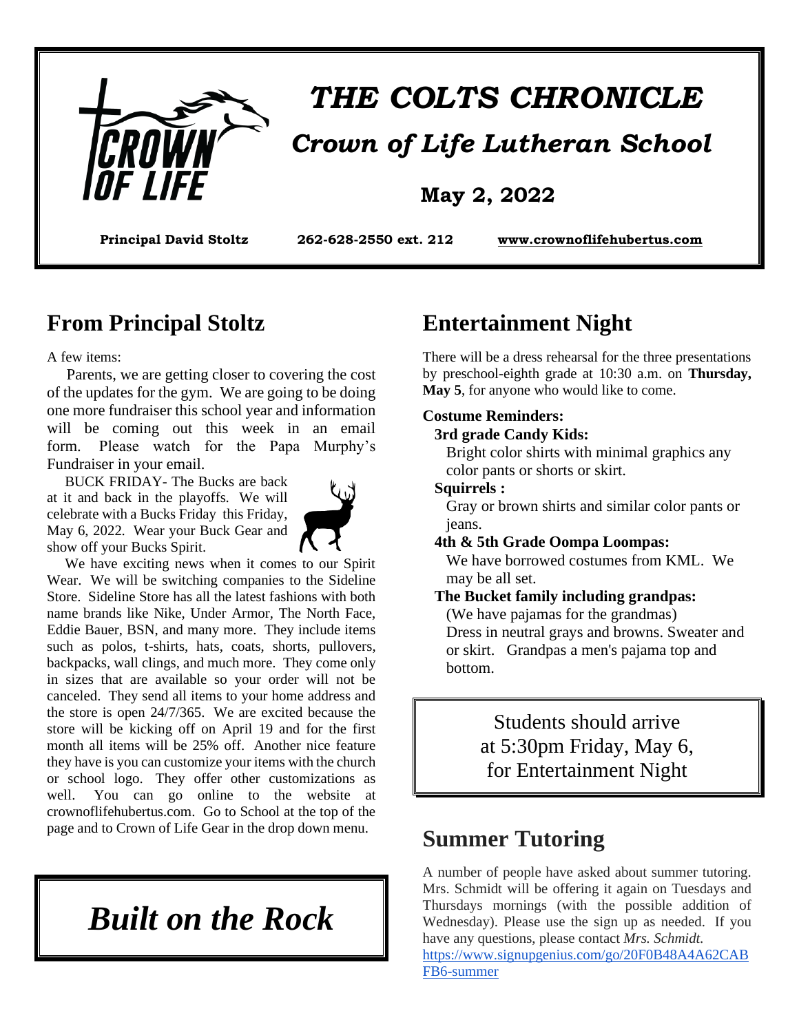# THE COLTS CHRONICLE

## Crown of Life Lutheran School

**May 2, 2022**

**Principal David Stoltz** **262-628-2550 ext. 212** **www.crownoflifehubertus.com**

## From Principal Stoltz

A few items:

Parents, we are getting closer to covering the cost of the updates for the gym. We are going to be doing one more fundraiser this school year and information will be coming out this week in an email form. Please watch for the Papa Murphy's Fundraiser in your email.

BUCK FRIDAY- The Bucks are back at it and back in the playoffs. We will celebrate with a Bucks Friday this Friday, May 6, 2022. Wear your Buck Gear and show off your Bucks Spirit.

We have exciting news when it comes to our Spirit Wear. We will be switching companies to the Sideline Store. Sideline Store has all the latest fashions with both name brands like Nike, Under Armor, The North Face, Eddie Bauer, BSN, and many more. They include items such as polos, t-shirts, hats, coats, shorts, pullovers, backpacks, wall clings, and much more. They come only in sizes that are available so your order will not be canceled. They send all items to your home address and the store is open 24/7/365. We are excited because the store will be kicking off on April 19 and for the first month all items will be 25% off. Another nice feature they have is you can customize your items with the church or school logo. They offer other customizations as well. You can go online to the website at crownoflifehubertus.com. Go to School at the top of the page and to Crown of Life Gear in the drop down menu.

*Built on the Rock*

## Entertainment Night

There will be a dress rehearsal for the three presentations by preschool-eighth grade at 10:30 a.m. on **Thursday, May 5**, for anyone who would like to come.

**Costume Reminders:**

**3rd grade Candy Kids:**
Bright color shirts with minimal graphics any color pants or shorts or skirt.

**Squirrels :**
Gray or brown shirts and similar color pants or jeans.

**4th & 5th Grade Oompa Loompas:**
We have borrowed costumes from KML. We may be all set.

**The Bucket family including grandpas:**
(We have pajamas for the grandmas)
Dress in neutral grays and browns. Sweater and or skirt. Grandpas a men's pajama top and bottom.

Students should arrive at 5:30pm Friday, May 6, for Entertainment Night

## Summer Tutoring

A number of people have asked about summer tutoring. Mrs. Schmidt will be offering it again on Tuesdays and Thursdays mornings (with the possible addition of Wednesday). Please use the sign up as needed. If you have any questions, please contact *Mrs. Schmidt.*
https://www.signupgenius.com/go/20F0B48A4A62CABFB6-summer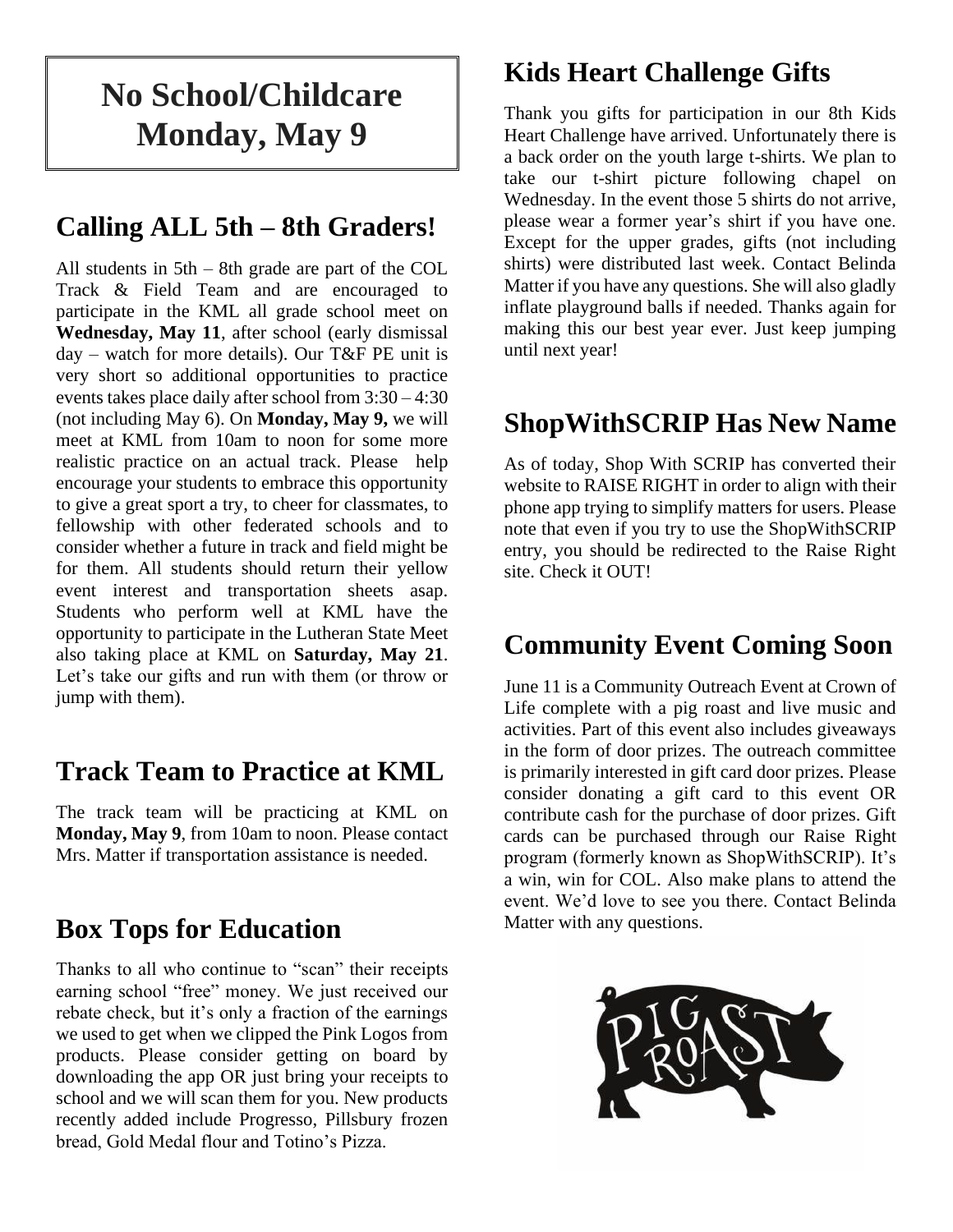# No School/Childcare Monday, May 9

## Calling ALL 5th – 8th Graders!

All students in 5th – 8th grade are part of the COL Track & Field Team and are encouraged to participate in the KML all grade school meet on **Wednesday, May 11**, after school (early dismissal day – watch for more details). Our T&F PE unit is very short so additional opportunities to practice events takes place daily after school from 3:30 – 4:30 (not including May 6). On **Monday, May 9,** we will meet at KML from 10am to noon for some more realistic practice on an actual track. Please help encourage your students to embrace this opportunity to give a great sport a try, to cheer for classmates, to fellowship with other federated schools and to consider whether a future in track and field might be for them. All students should return their yellow event interest and transportation sheets asap. Students who perform well at KML have the opportunity to participate in the Lutheran State Meet also taking place at KML on **Saturday, May 21**. Let's take our gifts and run with them (or throw or jump with them).

## Track Team to Practice at KML

The track team will be practicing at KML on **Monday, May 9**, from 10am to noon. Please contact Mrs. Matter if transportation assistance is needed.

## Box Tops for Education

Thanks to all who continue to "scan" their receipts earning school "free" money. We just received our rebate check, but it's only a fraction of the earnings we used to get when we clipped the Pink Logos from products. Please consider getting on board by downloading the app OR just bring your receipts to school and we will scan them for you. New products recently added include Progresso, Pillsbury frozen bread, Gold Medal flour and Totino's Pizza.

## Kids Heart Challenge Gifts

Thank you gifts for participation in our 8th Kids Heart Challenge have arrived. Unfortunately there is a back order on the youth large t-shirts. We plan to take our t-shirt picture following chapel on Wednesday. In the event those 5 shirts do not arrive, please wear a former year's shirt if you have one. Except for the upper grades, gifts (not including shirts) were distributed last week. Contact Belinda Matter if you have any questions. She will also gladly inflate playground balls if needed. Thanks again for making this our best year ever. Just keep jumping until next year!

## ShopWithSCRIP Has New Name

As of today, Shop With SCRIP has converted their website to RAISE RIGHT in order to align with their phone app trying to simplify matters for users. Please note that even if you try to use the ShopWithSCRIP entry, you should be redirected to the Raise Right site. Check it OUT!

## Community Event Coming Soon

June 11 is a Community Outreach Event at Crown of Life complete with a pig roast and live music and activities. Part of this event also includes giveaways in the form of door prizes. The outreach committee is primarily interested in gift card door prizes. Please consider donating a gift card to this event OR contribute cash for the purchase of door prizes. Gift cards can be purchased through our Raise Right program (formerly known as ShopWithSCRIP). It's a win, win for COL. Also make plans to attend the event. We'd love to see you there. Contact Belinda Matter with any questions.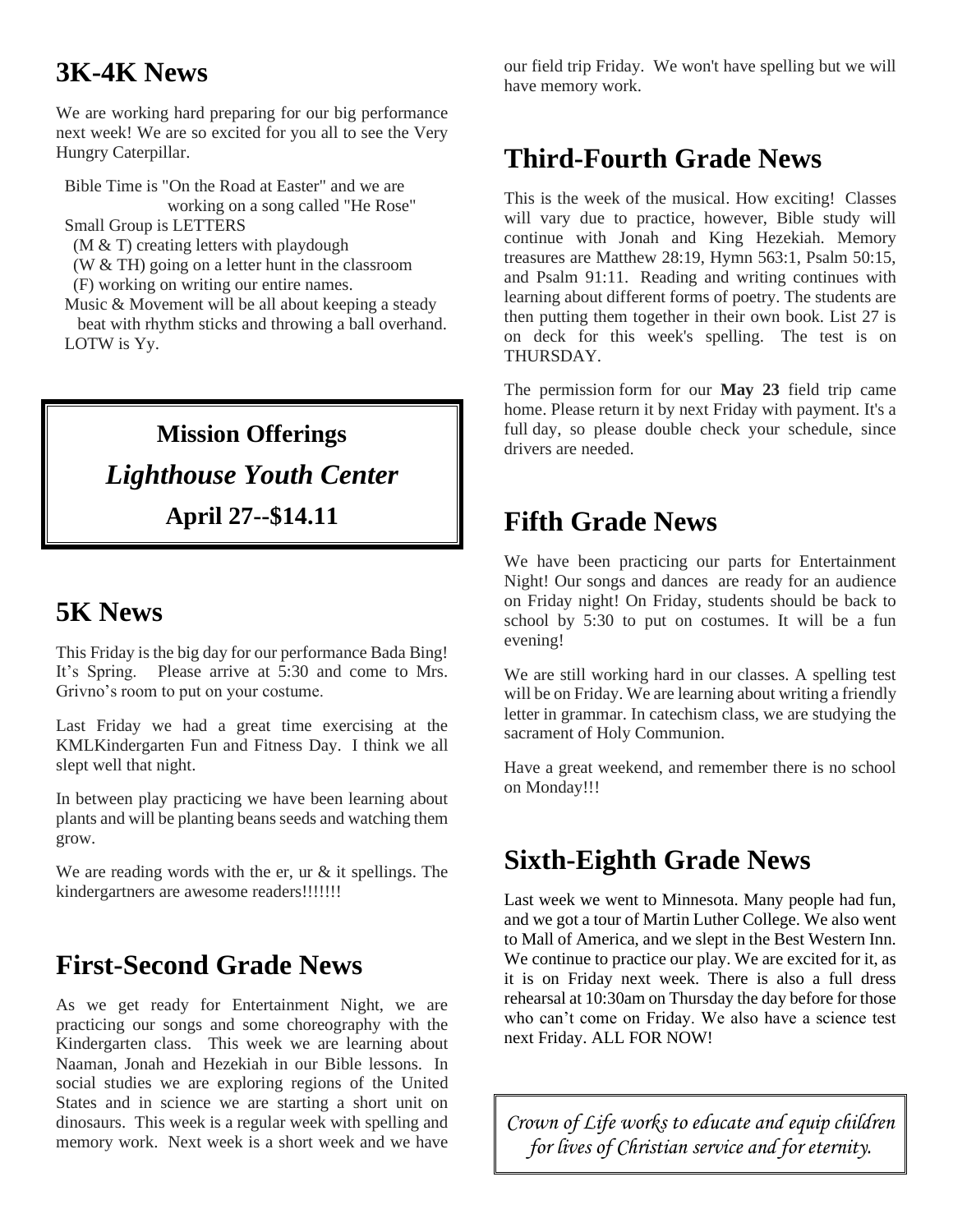## 3K-4K News

We are working hard preparing for our big performance next week! We are so excited for you all to see the Very Hungry Caterpillar.

Bible Time is "On the Road at Easter" and we are working on a song called "He Rose"
Small Group is LETTERS
(M & T) creating letters with playdough
(W & TH) going on a letter hunt in the classroom
(F) working on writing our entire names.
Music & Movement will be all about keeping a steady beat with rhythm sticks and throwing a ball overhand.
LOTW is Yy.

**Mission Offerings**

***Lighthouse Youth Center***

**April 27--$14.11**

## 5K News

This Friday is the big day for our performance Bada Bing! It's Spring. Please arrive at 5:30 and come to Mrs. Grivno's room to put on your costume.

Last Friday we had a great time exercising at the KMLKindergarten Fun and Fitness Day. I think we all slept well that night.

In between play practicing we have been learning about plants and will be planting beans seeds and watching them grow.

We are reading words with the er, ur & it spellings. The kindergartners are awesome readers!!!!!!!

## First-Second Grade News

As we get ready for Entertainment Night, we are practicing our songs and some choreography with the Kindergarten class. This week we are learning about Naaman, Jonah and Hezekiah in our Bible lessons. In social studies we are exploring regions of the United States and in science we are starting a short unit on dinosaurs. This week is a regular week with spelling and memory work. Next week is a short week and we have our field trip Friday. We won't have spelling but we will have memory work.

## Third-Fourth Grade News

This is the week of the musical. How exciting! Classes will vary due to practice, however, Bible study will continue with Jonah and King Hezekiah. Memory treasures are Matthew 28:19, Hymn 563:1, Psalm 50:15, and Psalm 91:11. Reading and writing continues with learning about different forms of poetry. The students are then putting them together in their own book. List 27 is on deck for this week's spelling. The test is on THURSDAY.

The permission form for our **May 23** field trip came home. Please return it by next Friday with payment. It's a full day, so please double check your schedule, since drivers are needed.

## Fifth Grade News

We have been practicing our parts for Entertainment Night! Our songs and dances are ready for an audience on Friday night! On Friday, students should be back to school by 5:30 to put on costumes. It will be a fun evening!

We are still working hard in our classes. A spelling test will be on Friday. We are learning about writing a friendly letter in grammar. In catechism class, we are studying the sacrament of Holy Communion.

Have a great weekend, and remember there is no school on Monday!!!

## Sixth-Eighth Grade News

Last week we went to Minnesota. Many people had fun, and we got a tour of Martin Luther College. We also went to Mall of America, and we slept in the Best Western Inn. We continue to practice our play. We are excited for it, as it is on Friday next week. There is also a full dress rehearsal at 10:30am on Thursday the day before for those who can't come on Friday. We also have a science test next Friday. ALL FOR NOW!

*Crown of Life works to educate and equip children for lives of Christian service and for eternity.*